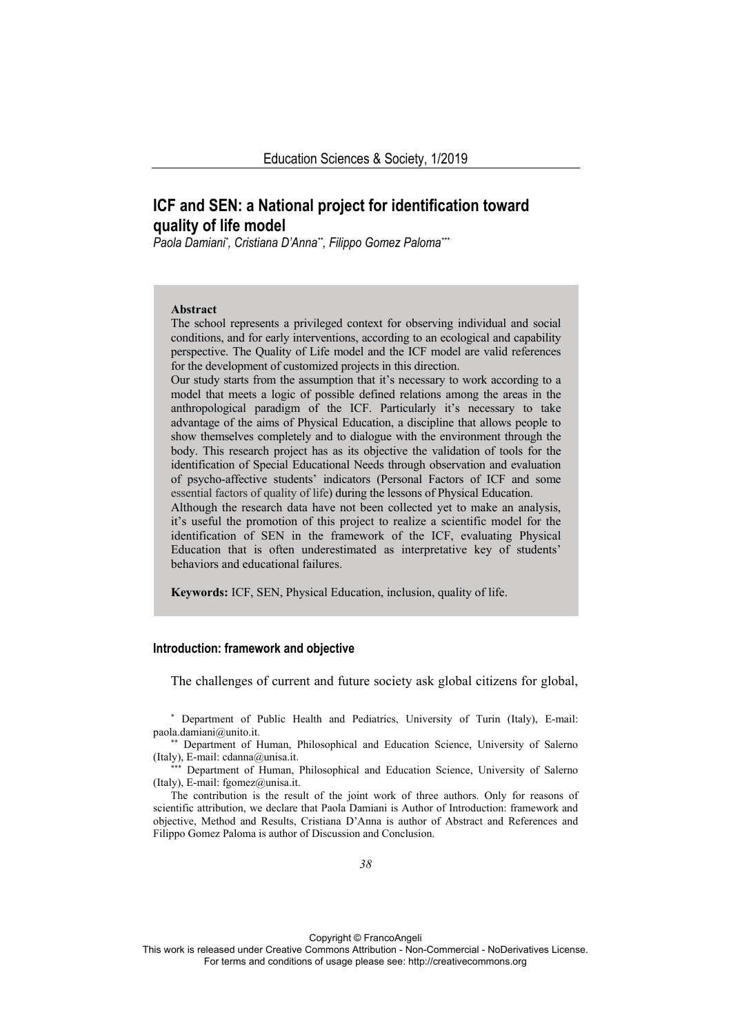# ICF and SEN: a National project for identification toward quality of life model

*Paola Damiani[\*], Cristiana D'Anna[\*\*], Filippo Gomez Paloma[\*\*\*]*

**Abstract**

The school represents a privileged context for observing individual and social conditions, and for early interventions, according to an ecological and capability perspective. The Quality of Life model and the ICF model are valid references for the development of customized projects in this direction.

Our study starts from the assumption that it's necessary to work according to a model that meets a logic of possible defined relations among the areas in the anthropological paradigm of the ICF. Particularly it's necessary to take advantage of the aims of Physical Education, a discipline that allows people to show themselves completely and to dialogue with the environment through the body. This research project has as its objective the validation of tools for the identification of Special Educational Needs through observation and evaluation of psycho-affective students' indicators (Personal Factors of ICF and some essential factors of quality of life) during the lessons of Physical Education.

Although the research data have not been collected yet to make an analysis, it's useful the promotion of this project to realize a scientific model for the identification of SEN in the framework of the ICF, evaluating Physical Education that is often underestimated as interpretative key of students' behaviors and educational failures.

**Keywords:** ICF, SEN, Physical Education, inclusion, quality of life.

## Introduction: framework and objective

The challenges of current and future society ask global citizens for global,

[\*] Department of Public Health and Pediatrics, University of Turin (Italy), E-mail: paola.damiani@unito.it.

[\*\*] Department of Human, Philosophical and Education Science, University of Salerno (Italy), E-mail: cdanna@unisa.it.

[\*\*\*] Department of Human, Philosophical and Education Science, University of Salerno (Italy), E-mail: fgomez@unisa.it.

The contribution is the result of the joint work of three authors. Only for reasons of scientific attribution, we declare that Paola Damiani is Author of Introduction: framework and objective, Method and Results, Cristiana D'Anna is author of Abstract and References and Filippo Gomez Paloma is author of Discussion and Conclusion.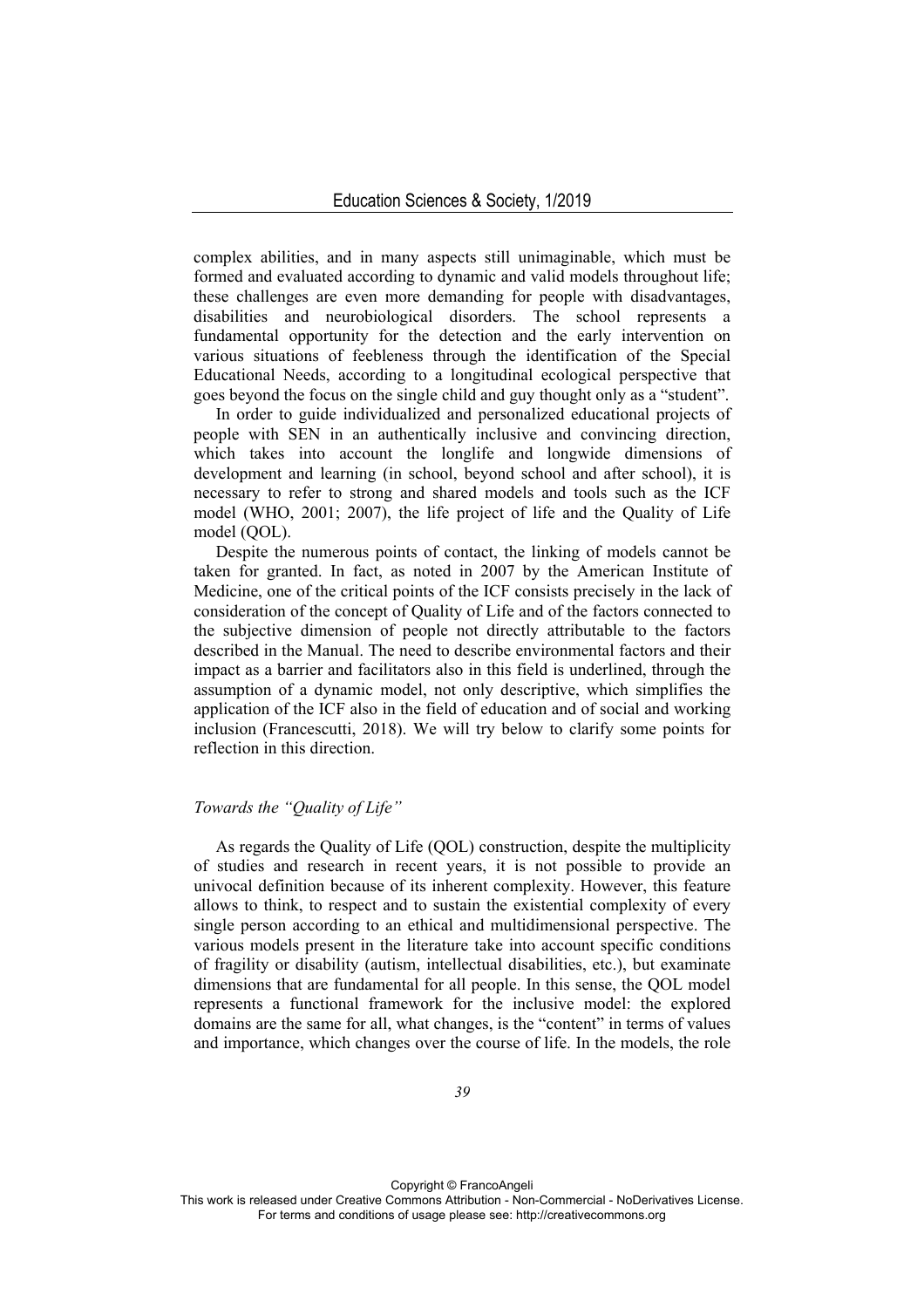complex abilities, and in many aspects still unimaginable, which must be formed and evaluated according to dynamic and valid models throughout life; these challenges are even more demanding for people with disadvantages, disabilities and neurobiological disorders. The school represents a fundamental opportunity for the detection and the early intervention on various situations of feebleness through the identification of the Special Educational Needs, according to a longitudinal ecological perspective that goes beyond the focus on the single child and guy thought only as a "student".

In order to guide individualized and personalized educational projects of people with SEN in an authentically inclusive and convincing direction, which takes into account the longlife and longwide dimensions of development and learning (in school, beyond school and after school), it is necessary to refer to strong and shared models and tools such as the ICF model (WHO, 2001; 2007), the life project of life and the Quality of Life model (QOL).

Despite the numerous points of contact, the linking of models cannot be taken for granted. In fact, as noted in 2007 by the American Institute of Medicine, one of the critical points of the ICF consists precisely in the lack of consideration of the concept of Quality of Life and of the factors connected to the subjective dimension of people not directly attributable to the factors described in the Manual. The need to describe environmental factors and their impact as a barrier and facilitators also in this field is underlined, through the assumption of a dynamic model, not only descriptive, which simplifies the application of the ICF also in the field of education and of social and working inclusion (Francescutti, 2018). We will try below to clarify some points for reflection in this direction.

*Towards the "Quality of Life"*

As regards the Quality of Life (QOL) construction, despite the multiplicity of studies and research in recent years, it is not possible to provide an univocal definition because of its inherent complexity. However, this feature allows to think, to respect and to sustain the existential complexity of every single person according to an ethical and multidimensional perspective. The various models present in the literature take into account specific conditions of fragility or disability (autism, intellectual disabilities, etc.), but examine dimensions that are fundamental for all people. In this sense, the QOL model represents a functional framework for the inclusive model: the explored domains are the same for all, what changes, is the "content" in terms of values and importance, which changes over the course of life. In the models, the role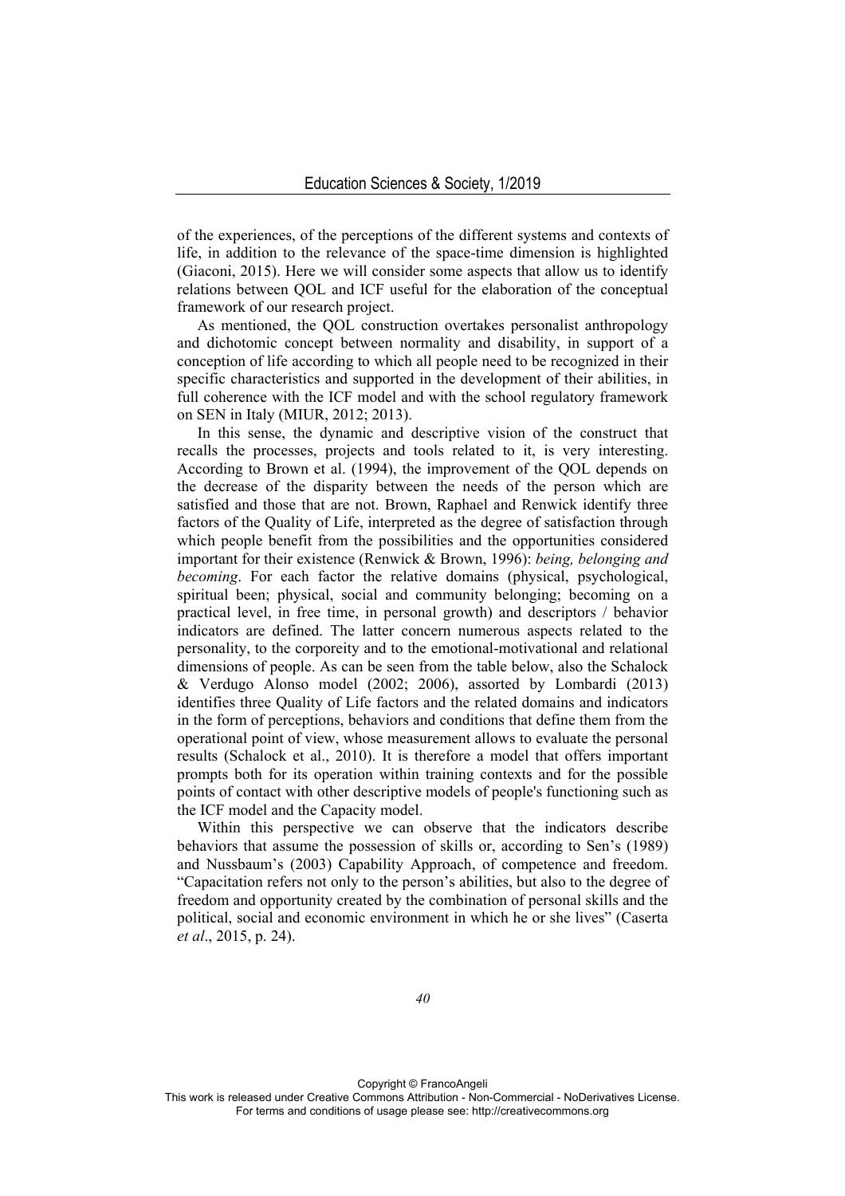of the experiences, of the perceptions of the different systems and contexts of life, in addition to the relevance of the space-time dimension is highlighted (Giaconi, 2015). Here we will consider some aspects that allow us to identify relations between QOL and ICF useful for the elaboration of the conceptual framework of our research project.

As mentioned, the QOL construction overtakes personalist anthropology and dichotomic concept between normality and disability, in support of a conception of life according to which all people need to be recognized in their specific characteristics and supported in the development of their abilities, in full coherence with the ICF model and with the school regulatory framework on SEN in Italy (MIUR, 2012; 2013).

In this sense, the dynamic and descriptive vision of the construct that recalls the processes, projects and tools related to it, is very interesting. According to Brown et al. (1994), the improvement of the QOL depends on the decrease of the disparity between the needs of the person which are satisfied and those that are not. Brown, Raphael and Renwick identify three factors of the Quality of Life, interpreted as the degree of satisfaction through which people benefit from the possibilities and the opportunities considered important for their existence (Renwick & Brown, 1996): *being, belonging and becoming*. For each factor the relative domains (physical, psychological, spiritual been; physical, social and community belonging; becoming on a practical level, in free time, in personal growth) and descriptors / behavior indicators are defined. The latter concern numerous aspects related to the personality, to the corporeity and to the emotional-motivational and relational dimensions of people. As can be seen from the table below, also the Schalock & Verdugo Alonso model (2002; 2006), assorted by Lombardi (2013) identifies three Quality of Life factors and the related domains and indicators in the form of perceptions, behaviors and conditions that define them from the operational point of view, whose measurement allows to evaluate the personal results (Schalock et al., 2010). It is therefore a model that offers important prompts both for its operation within training contexts and for the possible points of contact with other descriptive models of people's functioning such as the ICF model and the Capacity model.

Within this perspective we can observe that the indicators describe behaviors that assume the possession of skills or, according to Sen's (1989) and Nussbaum's (2003) Capability Approach, of competence and freedom. "Capacitation refers not only to the person's abilities, but also to the degree of freedom and opportunity created by the combination of personal skills and the political, social and economic environment in which he or she lives" (Caserta *et al*., 2015, p. 24).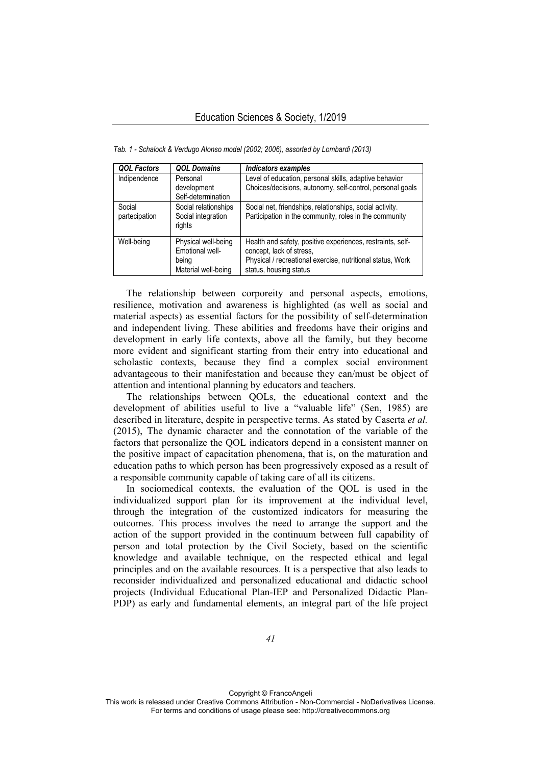*Tab. 1 - Schalock & Verdugo Alonso model (2002; 2006), assorted by Lombardi (2013)*

| ***QOL Factors*** | ***QOL Domains*** | ***Indicators examples*** |
|---|---|---|
| Indipendence | Personal development Self-determination | Level of education, personal skills, adaptive behavior Choices/decisions, autonomy, self-control, personal goals |
| Social partecipation | Social relationships Social integration rights | Social net, friendships, relationships, social activity. Participation in the community, roles in the community |
| Well-being | Physical well-being Emotional well-being Material well-being | Health and safety, positive experiences, restraints, self-concept, lack of stress, Physical / recreational exercise, nutritional status, Work status, housing status |

The relationship between corporeity and personal aspects, emotions, resilience, motivation and awareness is highlighted (as well as social and material aspects) as essential factors for the possibility of self-determination and independent living. These abilities and freedoms have their origins and development in early life contexts, above all the family, but they become more evident and significant starting from their entry into educational and scholastic contexts, because they find a complex social environment advantageous to their manifestation and because they can/must be object of attention and intentional planning by educators and teachers.

The relationships between QOLs, the educational context and the development of abilities useful to live a "valuable life" (Sen, 1985) are described in literature, despite in perspective terms. As stated by Caserta *et al.* (2015), The dynamic character and the connotation of the variable of the factors that personalize the QOL indicators depend in a consistent manner on the positive impact of capacitation phenomena, that is, on the maturation and education paths to which person has been progressively exposed as a result of a responsible community capable of taking care of all its citizens.

In sociomedical contexts, the evaluation of the QOL is used in the individualized support plan for its improvement at the individual level, through the integration of the customized indicators for measuring the outcomes. This process involves the need to arrange the support and the action of the support provided in the continuum between full capability of person and total protection by the Civil Society, based on the scientific knowledge and available technique, on the respected ethical and legal principles and on the available resources. It is a perspective that also leads to reconsider individualized and personalized educational and didactic school projects (Individual Educational Plan-IEP and Personalized Didactic Plan-PDP) as early and fundamental elements, an integral part of the life project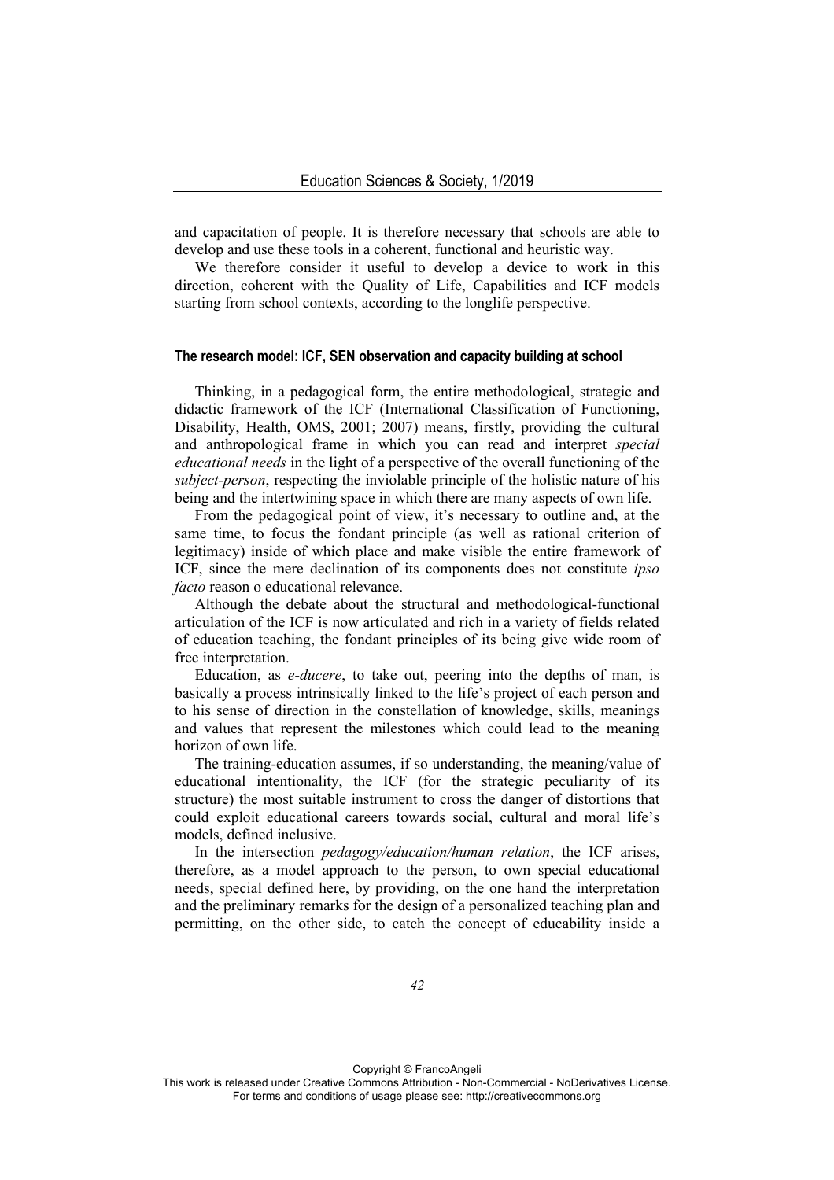and capacitation of people. It is therefore necessary that schools are able to develop and use these tools in a coherent, functional and heuristic way.

We therefore consider it useful to develop a device to work in this direction, coherent with the Quality of Life, Capabilities and ICF models starting from school contexts, according to the longlife perspective.

## The research model: ICF, SEN observation and capacity building at school

Thinking, in a pedagogical form, the entire methodological, strategic and didactic framework of the ICF (International Classification of Functioning, Disability, Health, OMS, 2001; 2007) means, firstly, providing the cultural and anthropological frame in which you can read and interpret *special educational needs* in the light of a perspective of the overall functioning of the *subject-person*, respecting the inviolable principle of the holistic nature of his being and the intertwining space in which there are many aspects of own life.

From the pedagogical point of view, it's necessary to outline and, at the same time, to focus the fondant principle (as well as rational criterion of legitimacy) inside of which place and make visible the entire framework of ICF, since the mere declination of its components does not constitute *ipso facto* reason o educational relevance.

Although the debate about the structural and methodological-functional articulation of the ICF is now articulated and rich in a variety of fields related of education teaching, the fondant principles of its being give wide room of free interpretation.

Education, as *e-ducere*, to take out, peering into the depths of man, is basically a process intrinsically linked to the life's project of each person and to his sense of direction in the constellation of knowledge, skills, meanings and values that represent the milestones which could lead to the meaning horizon of own life.

The training-education assumes, if so understanding, the meaning/value of educational intentionality, the ICF (for the strategic peculiarity of its structure) the most suitable instrument to cross the danger of distortions that could exploit educational careers towards social, cultural and moral life's models, defined inclusive.

In the intersection *pedagogy/education/human relation*, the ICF arises, therefore, as a model approach to the person, to own special educational needs, special defined here, by providing, on the one hand the interpretation and the preliminary remarks for the design of a personalized teaching plan and permitting, on the other side, to catch the concept of educability inside a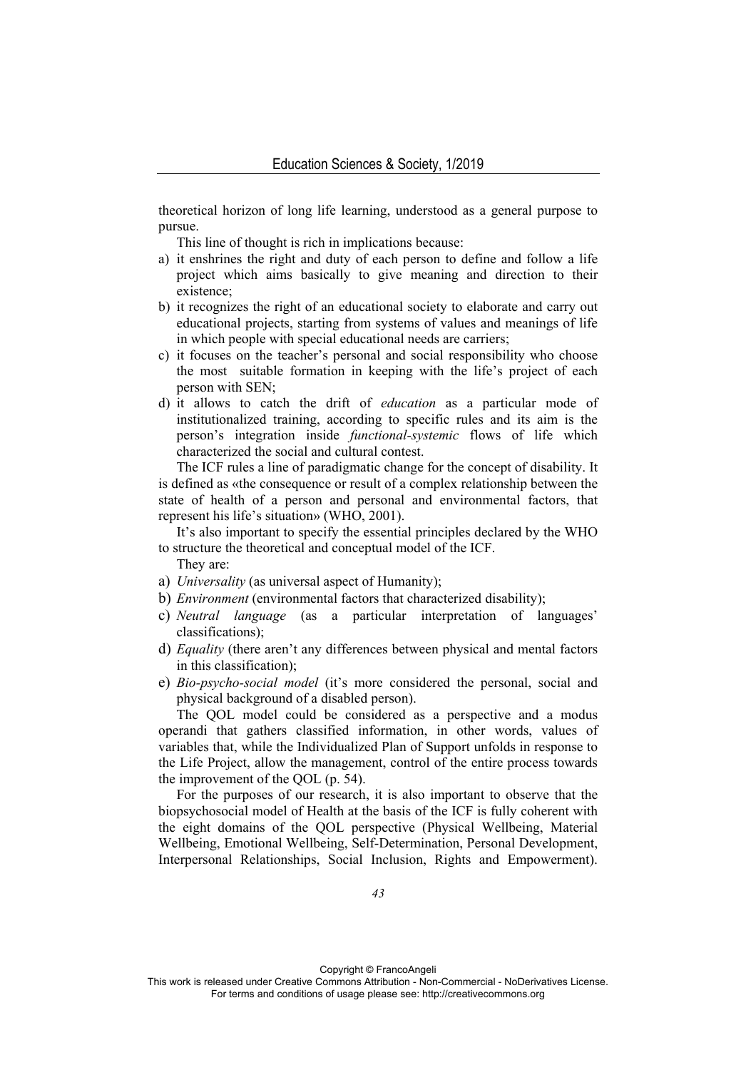theoretical horizon of long life learning, understood as a general purpose to pursue.

This line of thought is rich in implications because:

a) it enshrines the right and duty of each person to define and follow a life project which aims basically to give meaning and direction to their existence;
b) it recognizes the right of an educational society to elaborate and carry out educational projects, starting from systems of values and meanings of life in which people with special educational needs are carriers;
c) it focuses on the teacher's personal and social responsibility who choose the most suitable formation in keeping with the life's project of each person with SEN;
d) it allows to catch the drift of *education* as a particular mode of institutionalized training, according to specific rules and its aim is the person's integration inside *functional-systemic* flows of life which characterized the social and cultural contest.

The ICF rules a line of paradigmatic change for the concept of disability. It is defined as «the consequence or result of a complex relationship between the state of health of a person and personal and environmental factors, that represent his life's situation» (WHO, 2001).

It's also important to specify the essential principles declared by the WHO to structure the theoretical and conceptual model of the ICF.

They are:

a) *Universality* (as universal aspect of Humanity);
b) *Environment* (environmental factors that characterized disability);
c) *Neutral language* (as a particular interpretation of languages' classifications);
d) *Equality* (there aren't any differences between physical and mental factors in this classification);
e) *Bio-psycho-social model* (it's more considered the personal, social and physical background of a disabled person).

The QOL model could be considered as a perspective and a modus operandi that gathers classified information, in other words, values of variables that, while the Individualized Plan of Support unfolds in response to the Life Project, allow the management, control of the entire process towards the improvement of the QOL (p. 54).

For the purposes of our research, it is also important to observe that the biopsychosocial model of Health at the basis of the ICF is fully coherent with the eight domains of the QOL perspective (Physical Wellbeing, Material Wellbeing, Emotional Wellbeing, Self-Determination, Personal Development, Interpersonal Relationships, Social Inclusion, Rights and Empowerment).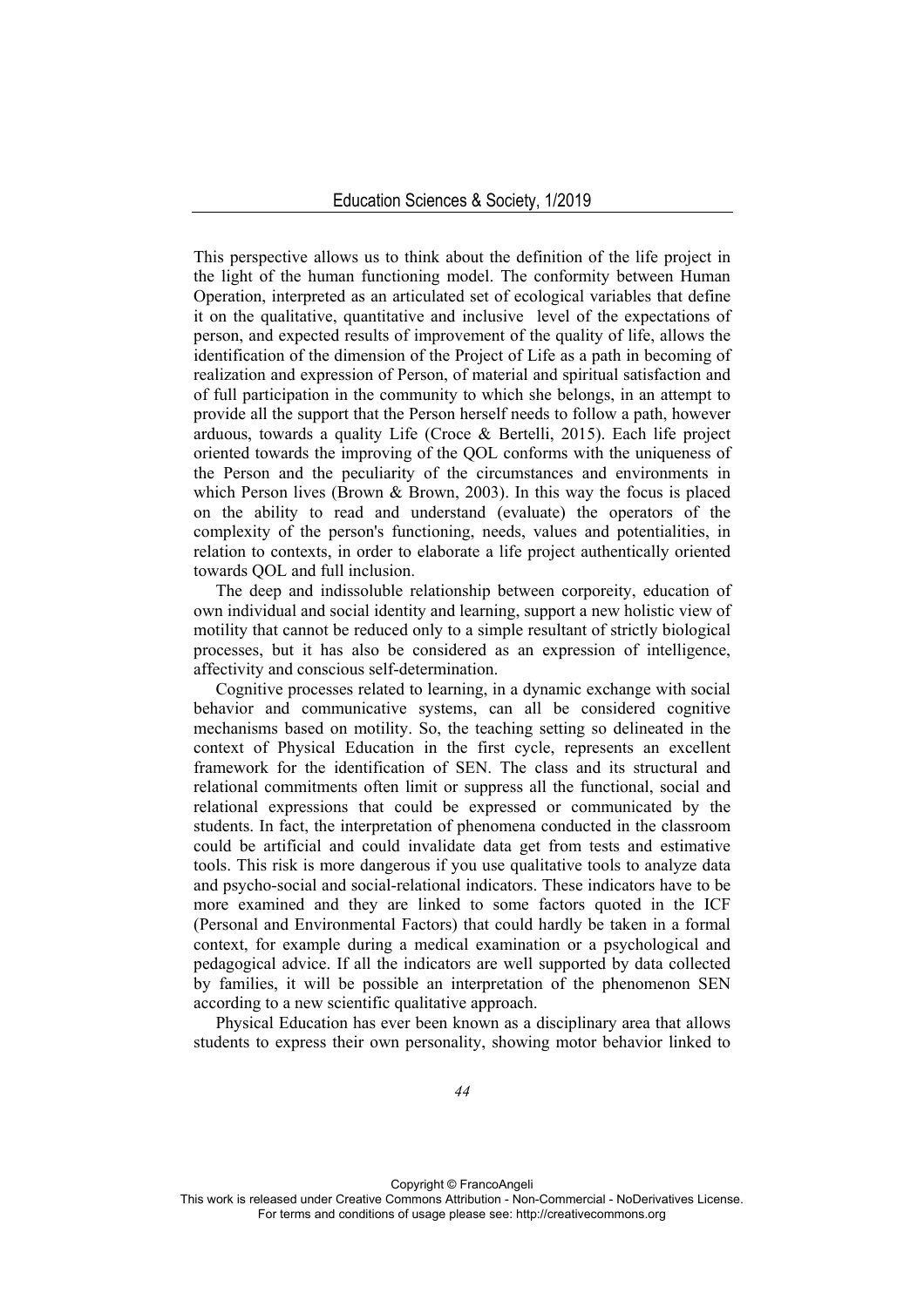This perspective allows us to think about the definition of the life project in the light of the human functioning model. The conformity between Human Operation, interpreted as an articulated set of ecological variables that define it on the qualitative, quantitative and inclusive level of the expectations of person, and expected results of improvement of the quality of life, allows the identification of the dimension of the Project of Life as a path in becoming of realization and expression of Person, of material and spiritual satisfaction and of full participation in the community to which she belongs, in an attempt to provide all the support that the Person herself needs to follow a path, however arduous, towards a quality Life (Croce & Bertelli, 2015). Each life project oriented towards the improving of the QOL conforms with the uniqueness of the Person and the peculiarity of the circumstances and environments in which Person lives (Brown & Brown, 2003). In this way the focus is placed on the ability to read and understand (evaluate) the operators of the complexity of the person's functioning, needs, values and potentialities, in relation to contexts, in order to elaborate a life project authentically oriented towards QOL and full inclusion.

The deep and indissoluble relationship between corporeity, education of own individual and social identity and learning, support a new holistic view of motility that cannot be reduced only to a simple resultant of strictly biological processes, but it has also be considered as an expression of intelligence, affectivity and conscious self-determination.

Cognitive processes related to learning, in a dynamic exchange with social behavior and communicative systems, can all be considered cognitive mechanisms based on motility. So, the teaching setting so delineated in the context of Physical Education in the first cycle, represents an excellent framework for the identification of SEN. The class and its structural and relational commitments often limit or suppress all the functional, social and relational expressions that could be expressed or communicated by the students. In fact, the interpretation of phenomena conducted in the classroom could be artificial and could invalidate data get from tests and estimative tools. This risk is more dangerous if you use qualitative tools to analyze data and psycho-social and social-relational indicators. These indicators have to be more examined and they are linked to some factors quoted in the ICF (Personal and Environmental Factors) that could hardly be taken in a formal context, for example during a medical examination or a psychological and pedagogical advice. If all the indicators are well supported by data collected by families, it will be possible an interpretation of the phenomenon SEN according to a new scientific qualitative approach.

Physical Education has ever been known as a disciplinary area that allows students to express their own personality, showing motor behavior linked to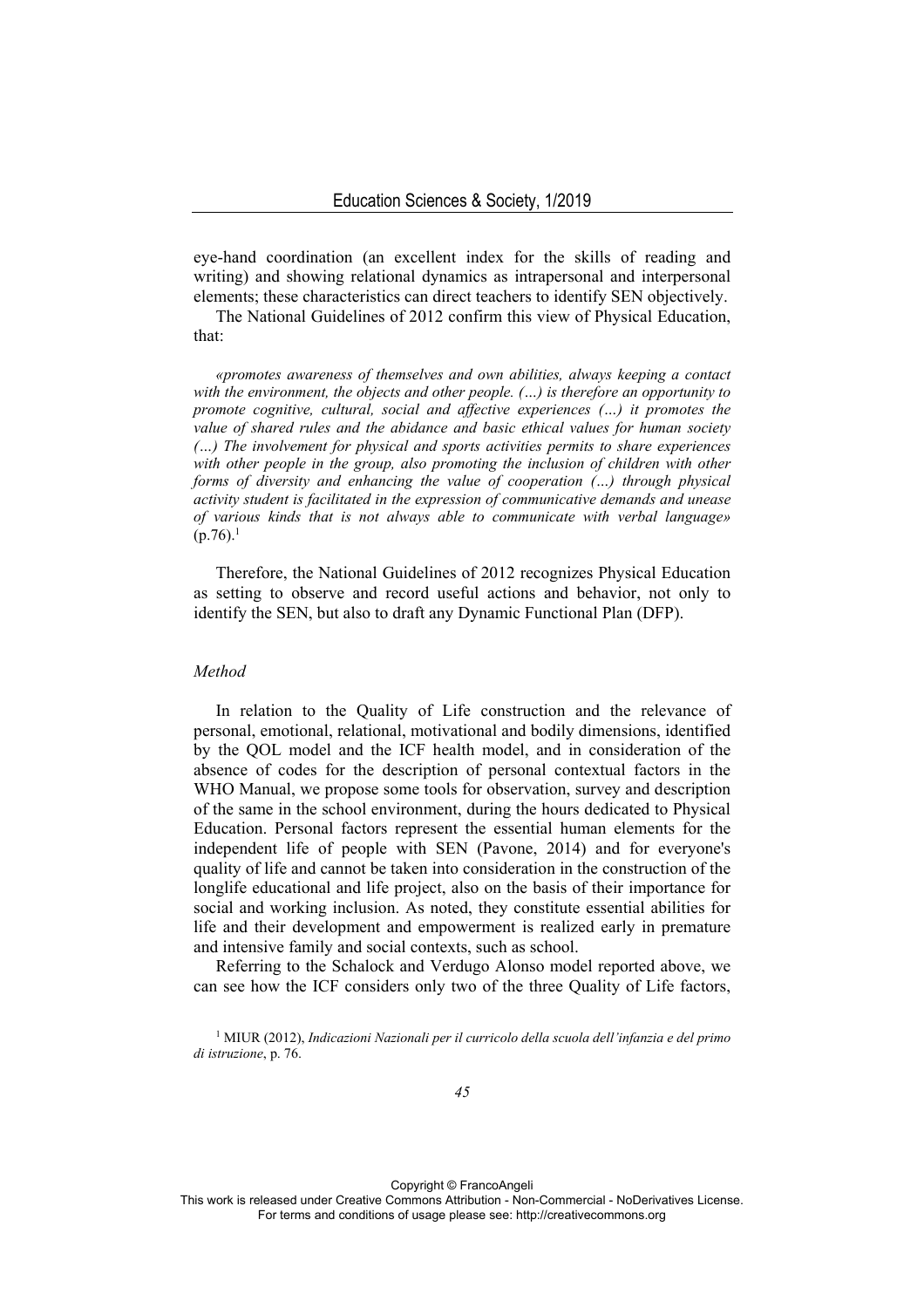eye-hand coordination (an excellent index for the skills of reading and writing) and showing relational dynamics as intrapersonal and interpersonal elements; these characteristics can direct teachers to identify SEN objectively.

The National Guidelines of 2012 confirm this view of Physical Education, that:

> *«promotes awareness of themselves and own abilities, always keeping a contact with the environment, the objects and other people. (…) is therefore an opportunity to promote cognitive, cultural, social and affective experiences (…) it promotes the value of shared rules and the abidance and basic ethical values for human society (…) The involvement for physical and sports activities permits to share experiences with other people in the group, also promoting the inclusion of children with other forms of diversity and enhancing the value of cooperation (…) through physical activity student is facilitated in the expression of communicative demands and unease of various kinds that is not always able to communicate with verbal language»* (p.76).[1]

Therefore, the National Guidelines of 2012 recognizes Physical Education as setting to observe and record useful actions and behavior, not only to identify the SEN, but also to draft any Dynamic Functional Plan (DFP).

### *Method*

In relation to the Quality of Life construction and the relevance of personal, emotional, relational, motivational and bodily dimensions, identified by the QOL model and the ICF health model, and in consideration of the absence of codes for the description of personal contextual factors in the WHO Manual, we propose some tools for observation, survey and description of the same in the school environment, during the hours dedicated to Physical Education. Personal factors represent the essential human elements for the independent life of people with SEN (Pavone, 2014) and for everyone's quality of life and cannot be taken into consideration in the construction of the longlife educational and life project, also on the basis of their importance for social and working inclusion. As noted, they constitute essential abilities for life and their development and empowerment is realized early in premature and intensive family and social contexts, such as school.

Referring to the Schalock and Verdugo Alonso model reported above, we can see how the ICF considers only two of the three Quality of Life factors,

[1] MIUR (2012), *Indicazioni Nazionali per il curricolo della scuola dell'infanzia e del primo di istruzione*, p. 76.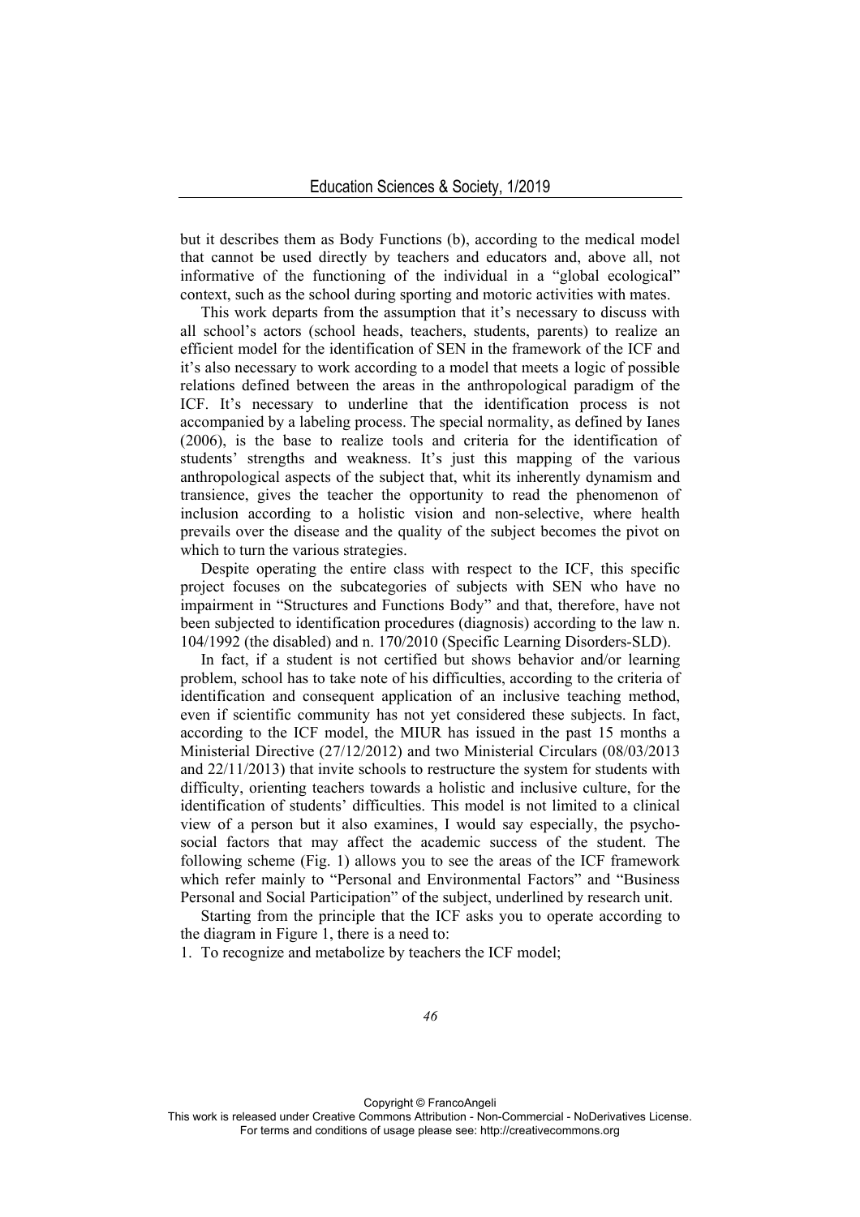but it describes them as Body Functions (b), according to the medical model that cannot be used directly by teachers and educators and, above all, not informative of the functioning of the individual in a "global ecological" context, such as the school during sporting and motoric activities with mates.

This work departs from the assumption that it's necessary to discuss with all school's actors (school heads, teachers, students, parents) to realize an efficient model for the identification of SEN in the framework of the ICF and it's also necessary to work according to a model that meets a logic of possible relations defined between the areas in the anthropological paradigm of the ICF. It's necessary to underline that the identification process is not accompanied by a labeling process. The special normality, as defined by Ianes (2006), is the base to realize tools and criteria for the identification of students' strengths and weakness. It's just this mapping of the various anthropological aspects of the subject that, whit its inherently dynamism and transience, gives the teacher the opportunity to read the phenomenon of inclusion according to a holistic vision and non-selective, where health prevails over the disease and the quality of the subject becomes the pivot on which to turn the various strategies.

Despite operating the entire class with respect to the ICF, this specific project focuses on the subcategories of subjects with SEN who have no impairment in "Structures and Functions Body" and that, therefore, have not been subjected to identification procedures (diagnosis) according to the law n. 104/1992 (the disabled) and n. 170/2010 (Specific Learning Disorders-SLD).

In fact, if a student is not certified but shows behavior and/or learning problem, school has to take note of his difficulties, according to the criteria of identification and consequent application of an inclusive teaching method, even if scientific community has not yet considered these subjects. In fact, according to the ICF model, the MIUR has issued in the past 15 months a Ministerial Directive (27/12/2012) and two Ministerial Circulars (08/03/2013 and 22/11/2013) that invite schools to restructure the system for students with difficulty, orienting teachers towards a holistic and inclusive culture, for the identification of students' difficulties. This model is not limited to a clinical view of a person but it also examines, I would say especially, the psycho-social factors that may affect the academic success of the student. The following scheme (Fig. 1) allows you to see the areas of the ICF framework which refer mainly to "Personal and Environmental Factors" and "Business Personal and Social Participation" of the subject, underlined by research unit.

Starting from the principle that the ICF asks you to operate according to the diagram in Figure 1, there is a need to:

1. To recognize and metabolize by teachers the ICF model;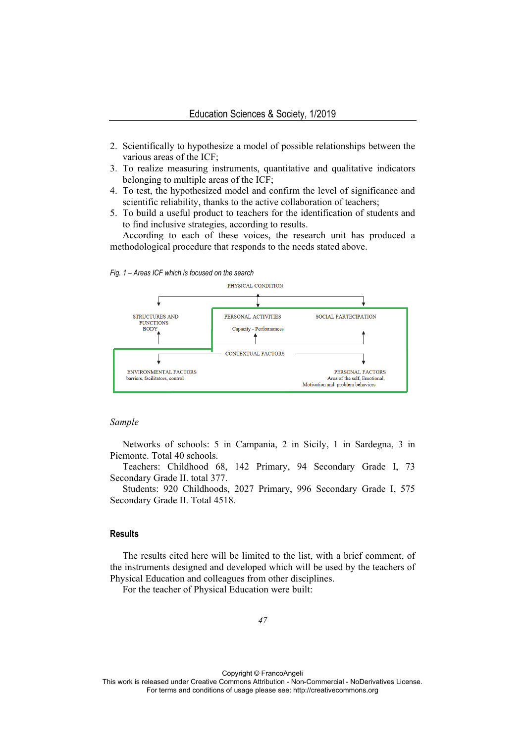2. Scientifically to hypothesize a model of possible relationships between the various areas of the ICF;
3. To realize measuring instruments, quantitative and qualitative indicators belonging to multiple areas of the ICF;
4. To test, the hypothesized model and confirm the level of significance and scientific reliability, thanks to the active collaboration of teachers;
5. To build a useful product to teachers for the identification of students and to find inclusive strategies, according to results.

According to each of these voices, the research unit has produced a methodological procedure that responds to the needs stated above.

*Fig. 1 – Areas ICF which is focused on the search*

PHYSICAL CONDITION

STRUCTURES AND FUNCTIONS BODY

PERSONAL ACTIVITIES
Capacity - Performances

SOCIAL PARTECIPATION

CONTEXTUAL FACTORS

ENVIRONMENTAL FACTORS
barriers, facilitators, control

PERSONAL FACTORS
Area of the self, Emotional, Motivation and problem behaviors

*Sample*

Networks of schools: 5 in Campania, 2 in Sicily, 1 in Sardegna, 3 in Piemonte. Total 40 schools.

Teachers: Childhood 68, 142 Primary, 94 Secondary Grade I, 73 Secondary Grade II. total 377.

Students: 920 Childhoods, 2027 Primary, 996 Secondary Grade I, 575 Secondary Grade II. Total 4518.

## Results

The results cited here will be limited to the list, with a brief comment, of the instruments designed and developed which will be used by the teachers of Physical Education and colleagues from other disciplines.

For the teacher of Physical Education were built: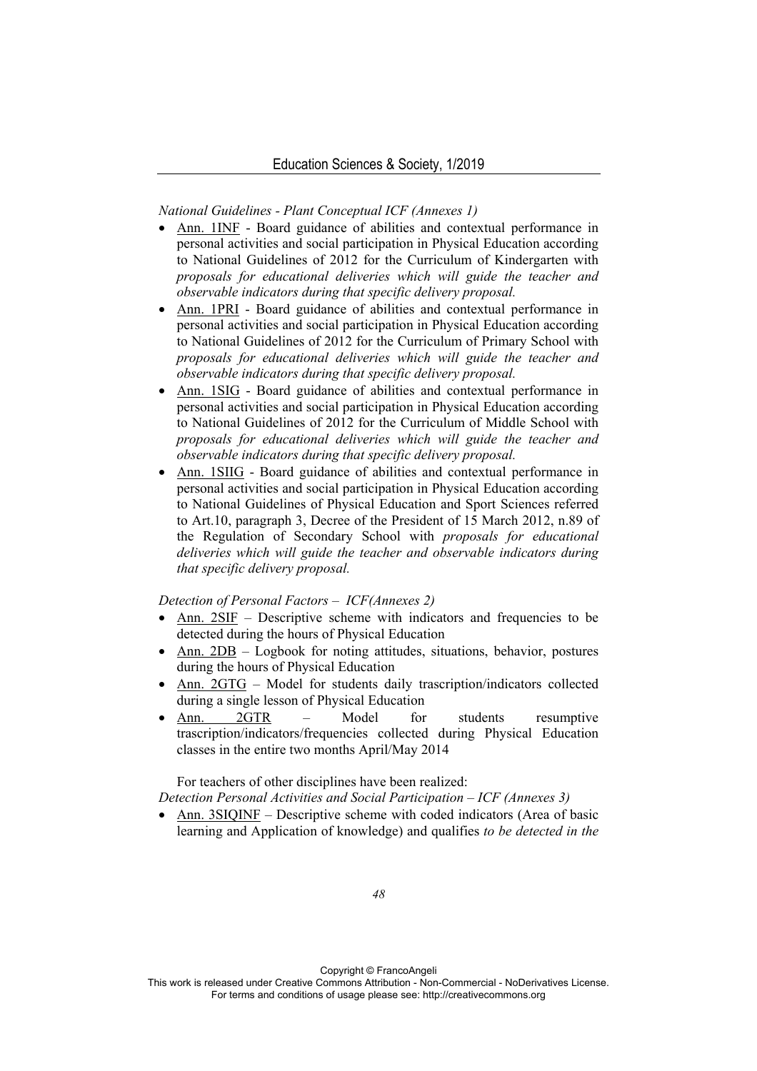*National Guidelines - Plant Conceptual ICF (Annexes 1)*

- Ann. 1INF - Board guidance of abilities and contextual performance in personal activities and social participation in Physical Education according to National Guidelines of 2012 for the Curriculum of Kindergarten with *proposals for educational deliveries which will guide the teacher and observable indicators during that specific delivery proposal.*
- Ann. 1PRI - Board guidance of abilities and contextual performance in personal activities and social participation in Physical Education according to National Guidelines of 2012 for the Curriculum of Primary School with *proposals for educational deliveries which will guide the teacher and observable indicators during that specific delivery proposal.*
- Ann. 1SIG - Board guidance of abilities and contextual performance in personal activities and social participation in Physical Education according to National Guidelines of 2012 for the Curriculum of Middle School with *proposals for educational deliveries which will guide the teacher and observable indicators during that specific delivery proposal.*
- Ann. 1SIIG - Board guidance of abilities and contextual performance in personal activities and social participation in Physical Education according to National Guidelines of Physical Education and Sport Sciences referred to Art.10, paragraph 3, Decree of the President of 15 March 2012, n.89 of the Regulation of Secondary School with *proposals for educational deliveries which will guide the teacher and observable indicators during that specific delivery proposal.*

*Detection of Personal Factors – ICF(Annexes 2)*

- Ann. 2SIF – Descriptive scheme with indicators and frequencies to be detected during the hours of Physical Education
- Ann. 2DB – Logbook for noting attitudes, situations, behavior, postures during the hours of Physical Education
- Ann. 2GTG – Model for students daily trascription/indicators collected during a single lesson of Physical Education
- Ann. 2GTR – Model for students resumptive trascription/indicators/frequencies collected during Physical Education classes in the entire two months April/May 2014

For teachers of other disciplines have been realized:

*Detection Personal Activities and Social Participation – ICF (Annexes 3)*

- Ann. 3SIQINF – Descriptive scheme with coded indicators (Area of basic learning and Application of knowledge) and qualifies *to be detected in the*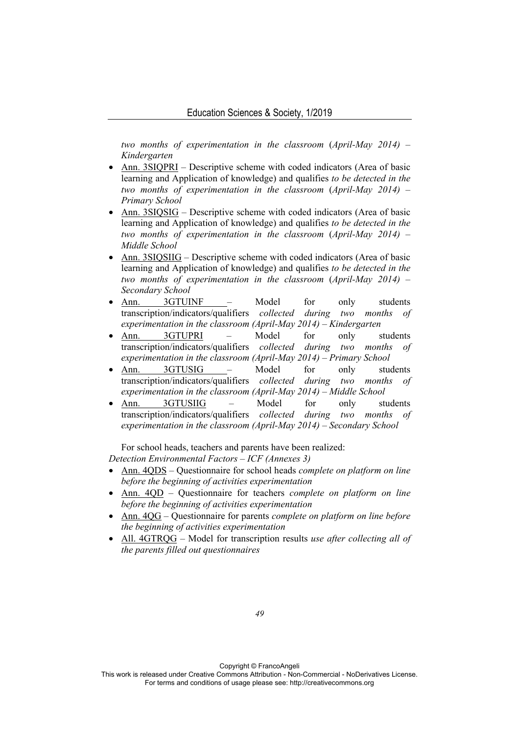*two months of experimentation in the classroom* (*April-May 2014) – Kindergarten*

- Ann. 3SIQPRI – Descriptive scheme with coded indicators (Area of basic learning and Application of knowledge) and qualifies *to be detected in the two months of experimentation in the classroom* (*April-May 2014) – Primary School*
- Ann. 3SIQSIG – Descriptive scheme with coded indicators (Area of basic learning and Application of knowledge) and qualifies *to be detected in the two months of experimentation in the classroom* (*April-May 2014) – Middle School*
- Ann. 3SIQSIIG – Descriptive scheme with coded indicators (Area of basic learning and Application of knowledge) and qualifies *to be detected in the two months of experimentation in the classroom* (*April-May 2014) – Secondary School*
- Ann. 3GTUINF – Model for only students transcription/indicators/qualifiers *collected during two months of experimentation in the classroom (April-May 2014) – Kindergarten*
- Ann. 3GTUPRI – Model for only students transcription/indicators/qualifiers *collected during two months of experimentation in the classroom (April-May 2014) – Primary School*
- Ann. 3GTUSIG – Model for only students transcription/indicators/qualifiers *collected during two months of experimentation in the classroom (April-May 2014) – Middle School*
- Ann. 3GTUSIIG – Model for only students transcription/indicators/qualifiers *collected during two months of experimentation in the classroom (April-May 2014) – Secondary School*

For school heads, teachers and parents have been realized:
*Detection Environmental Factors – ICF (Annexes 3)*

- Ann. 4QDS – Questionnaire for school heads *complete on platform on line before the beginning of activities experimentation*
- Ann. 4QD – Questionnaire for teachers *complete on platform on line before the beginning of activities experimentation*
- Ann. 4QG – Questionnaire for parents *complete on platform on line before the beginning of activities experimentation*
- All. 4GTRQG – Model for transcription results *use after collecting all of the parents filled out questionnaires*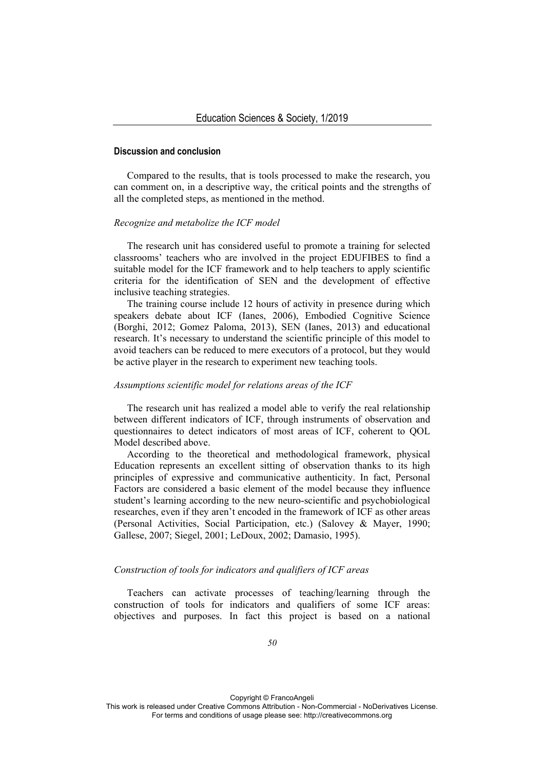## Discussion and conclusion

Compared to the results, that is tools processed to make the research, you can comment on, in a descriptive way, the critical points and the strengths of all the completed steps, as mentioned in the method.

### *Recognize and metabolize the ICF model*

The research unit has considered useful to promote a training for selected classrooms' teachers who are involved in the project EDUFIBES to find a suitable model for the ICF framework and to help teachers to apply scientific criteria for the identification of SEN and the development of effective inclusive teaching strategies.

The training course include 12 hours of activity in presence during which speakers debate about ICF (Ianes, 2006), Embodied Cognitive Science (Borghi, 2012; Gomez Paloma, 2013), SEN (Ianes, 2013) and educational research. It's necessary to understand the scientific principle of this model to avoid teachers can be reduced to mere executors of a protocol, but they would be active player in the research to experiment new teaching tools.

### *Assumptions scientific model for relations areas of the ICF*

The research unit has realized a model able to verify the real relationship between different indicators of ICF, through instruments of observation and questionnaires to detect indicators of most areas of ICF, coherent to QOL Model described above.

According to the theoretical and methodological framework, physical Education represents an excellent sitting of observation thanks to its high principles of expressive and communicative authenticity. In fact, Personal Factors are considered a basic element of the model because they influence student's learning according to the new neuro-scientific and psychobiological researches, even if they aren't encoded in the framework of ICF as other areas (Personal Activities, Social Participation, etc.) (Salovey & Mayer, 1990; Gallese, 2007; Siegel, 2001; LeDoux, 2002; Damasio, 1995).

### *Construction of tools for indicators and qualifiers of ICF areas*

Teachers can activate processes of teaching/learning through the construction of tools for indicators and qualifiers of some ICF areas: objectives and purposes. In fact this project is based on a national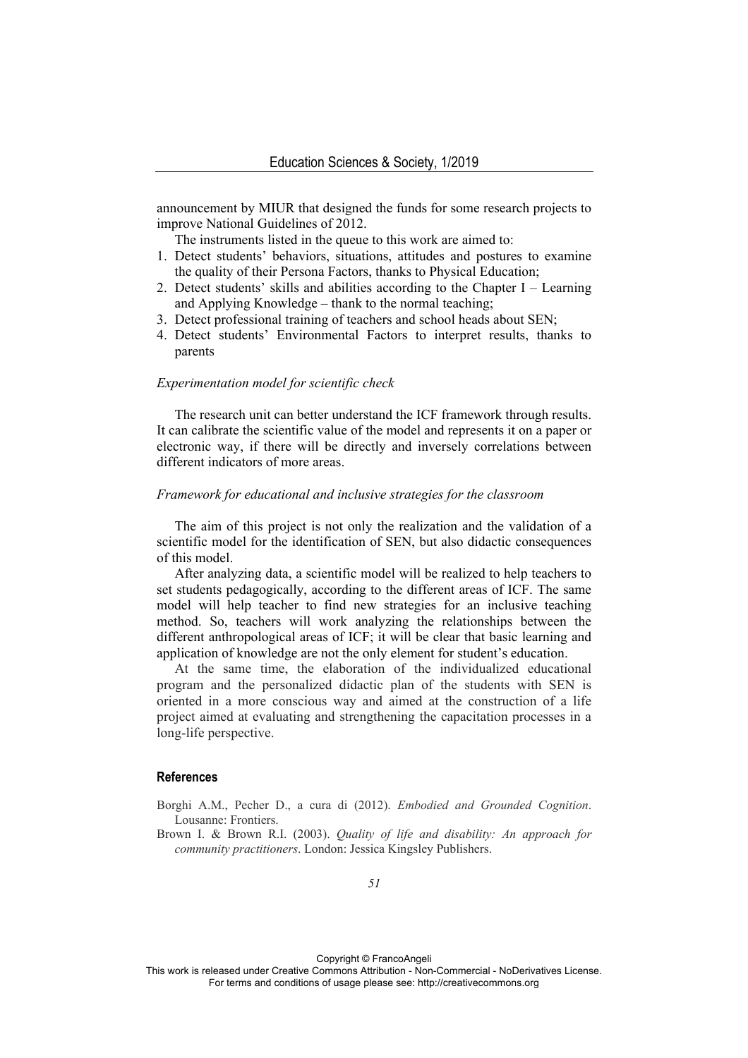announcement by MIUR that designed the funds for some research projects to improve National Guidelines of 2012.

The instruments listed in the queue to this work are aimed to:

1. Detect students' behaviors, situations, attitudes and postures to examine the quality of their Persona Factors, thanks to Physical Education;
2. Detect students' skills and abilities according to the Chapter I – Learning and Applying Knowledge – thank to the normal teaching;
3. Detect professional training of teachers and school heads about SEN;
4. Detect students' Environmental Factors to interpret results, thanks to parents

*Experimentation model for scientific check*

The research unit can better understand the ICF framework through results. It can calibrate the scientific value of the model and represents it on a paper or electronic way, if there will be directly and inversely correlations between different indicators of more areas.

*Framework for educational and inclusive strategies for the classroom*

The aim of this project is not only the realization and the validation of a scientific model for the identification of SEN, but also didactic consequences of this model.

After analyzing data, a scientific model will be realized to help teachers to set students pedagogically, according to the different areas of ICF. The same model will help teacher to find new strategies for an inclusive teaching method. So, teachers will work analyzing the relationships between the different anthropological areas of ICF; it will be clear that basic learning and application of knowledge are not the only element for student's education.

At the same time, the elaboration of the individualized educational program and the personalized didactic plan of the students with SEN is oriented in a more conscious way and aimed at the construction of a life project aimed at evaluating and strengthening the capacitation processes in a long-life perspective.

## References

Borghi A.M., Pecher D., a cura di (2012). *Embodied and Grounded Cognition*. Lousanne: Frontiers.

Brown I. & Brown R.I. (2003). *Quality of life and disability: An approach for community practitioners*. London: Jessica Kingsley Publishers.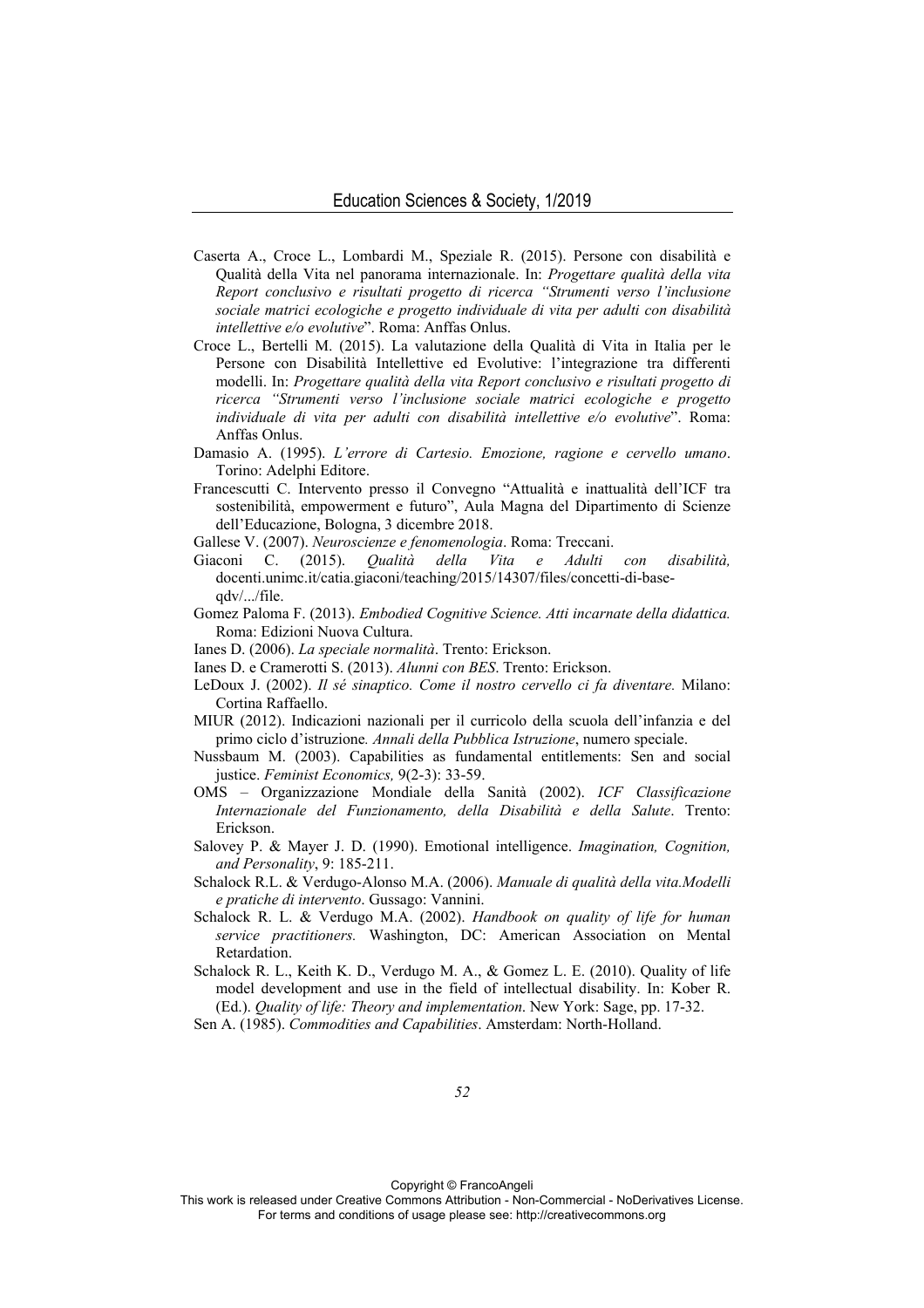Caserta A., Croce L., Lombardi M., Speziale R. (2015). Persone con disabilità e Qualità della Vita nel panorama internazionale. In: *Progettare qualità della vita Report conclusivo e risultati progetto di ricerca "Strumenti verso l'inclusione sociale matrici ecologiche e progetto individuale di vita per adulti con disabilità intellettive e/o evolutive*". Roma: Anffas Onlus.

Croce L., Bertelli M. (2015). La valutazione della Qualità di Vita in Italia per le Persone con Disabilità Intellettive ed Evolutive: l'integrazione tra differenti modelli. In: *Progettare qualità della vita Report conclusivo e risultati progetto di ricerca "Strumenti verso l'inclusione sociale matrici ecologiche e progetto individuale di vita per adulti con disabilità intellettive e/o evolutive*". Roma: Anffas Onlus.

Damasio A. (1995). *L'errore di Cartesio. Emozione, ragione e cervello umano*. Torino: Adelphi Editore.

Francescutti C. Intervento presso il Convegno "Attualità e inattualità dell'ICF tra sostenibilità, empowerment e futuro", Aula Magna del Dipartimento di Scienze dell'Educazione, Bologna, 3 dicembre 2018.

Gallese V. (2007). *Neuroscienze e fenomenologia*. Roma: Treccani.

Giaconi C. (2015). *Qualità della Vita e Adulti con disabilità,* docenti.unimc.it/catia.giaconi/teaching/2015/14307/files/concetti-di-base-qdv/.../file.

Gomez Paloma F. (2013). *Embodied Cognitive Science. Atti incarnate della didattica.* Roma: Edizioni Nuova Cultura.

Ianes D. (2006). *La speciale normalità*. Trento: Erickson.

Ianes D. e Cramerotti S. (2013). *Alunni con BES*. Trento: Erickson.

LeDoux J. (2002). *Il sé sinaptico. Come il nostro cervello ci fa diventare.* Milano: Cortina Raffaello.

MIUR (2012). Indicazioni nazionali per il curricolo della scuola dell'infanzia e del primo ciclo d'istruzione*. Annali della Pubblica Istruzione*, numero speciale.

Nussbaum M. (2003). Capabilities as fundamental entitlements: Sen and social justice. *Feminist Economics,* 9(2-3): 33-59.

OMS – Organizzazione Mondiale della Sanità (2002). *ICF Classificazione Internazionale del Funzionamento, della Disabilità e della Salute*. Trento: Erickson.

Salovey P. & Mayer J. D. (1990). Emotional intelligence. *Imagination, Cognition, and Personality*, 9: 185-211.

Schalock R.L. & Verdugo-Alonso M.A. (2006). *Manuale di qualità della vita.Modelli e pratiche di intervento*. Gussago: Vannini.

Schalock R. L. & Verdugo M.A. (2002). *Handbook on quality of life for human service practitioners.* Washington, DC: American Association on Mental Retardation.

Schalock R. L., Keith K. D., Verdugo M. A., & Gomez L. E. (2010). Quality of life model development and use in the field of intellectual disability. In: Kober R. (Ed.). *Quality of life: Theory and implementation*. New York: Sage, pp. 17-32.

Sen A. (1985). *Commodities and Capabilities*. Amsterdam: North-Holland.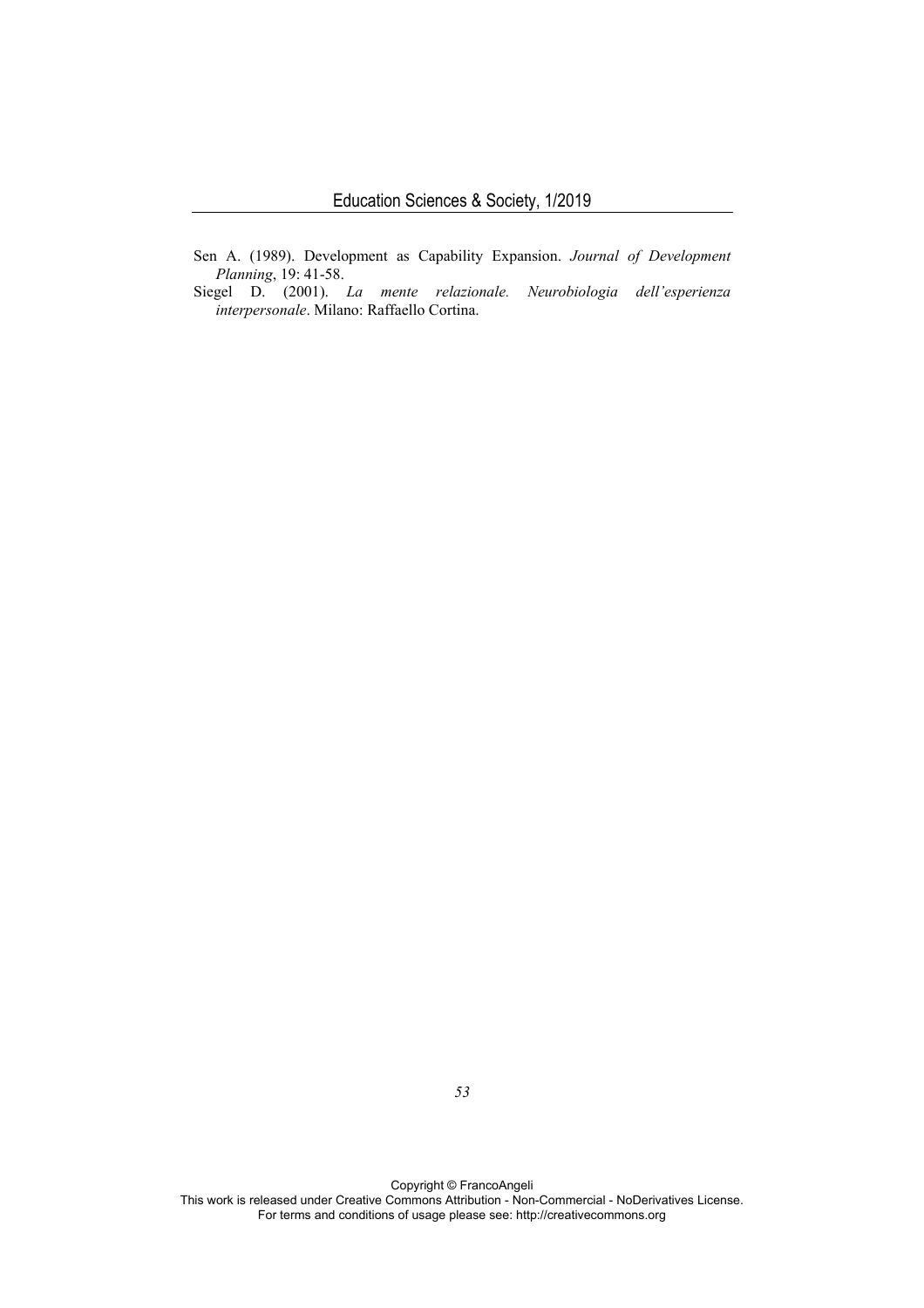Sen A. (1989). Development as Capability Expansion. *Journal of Development Planning*, 19: 41-58.

Siegel D. (2001). *La mente relazionale. Neurobiologia dell'esperienza interpersonale*. Milano: Raffaello Cortina.